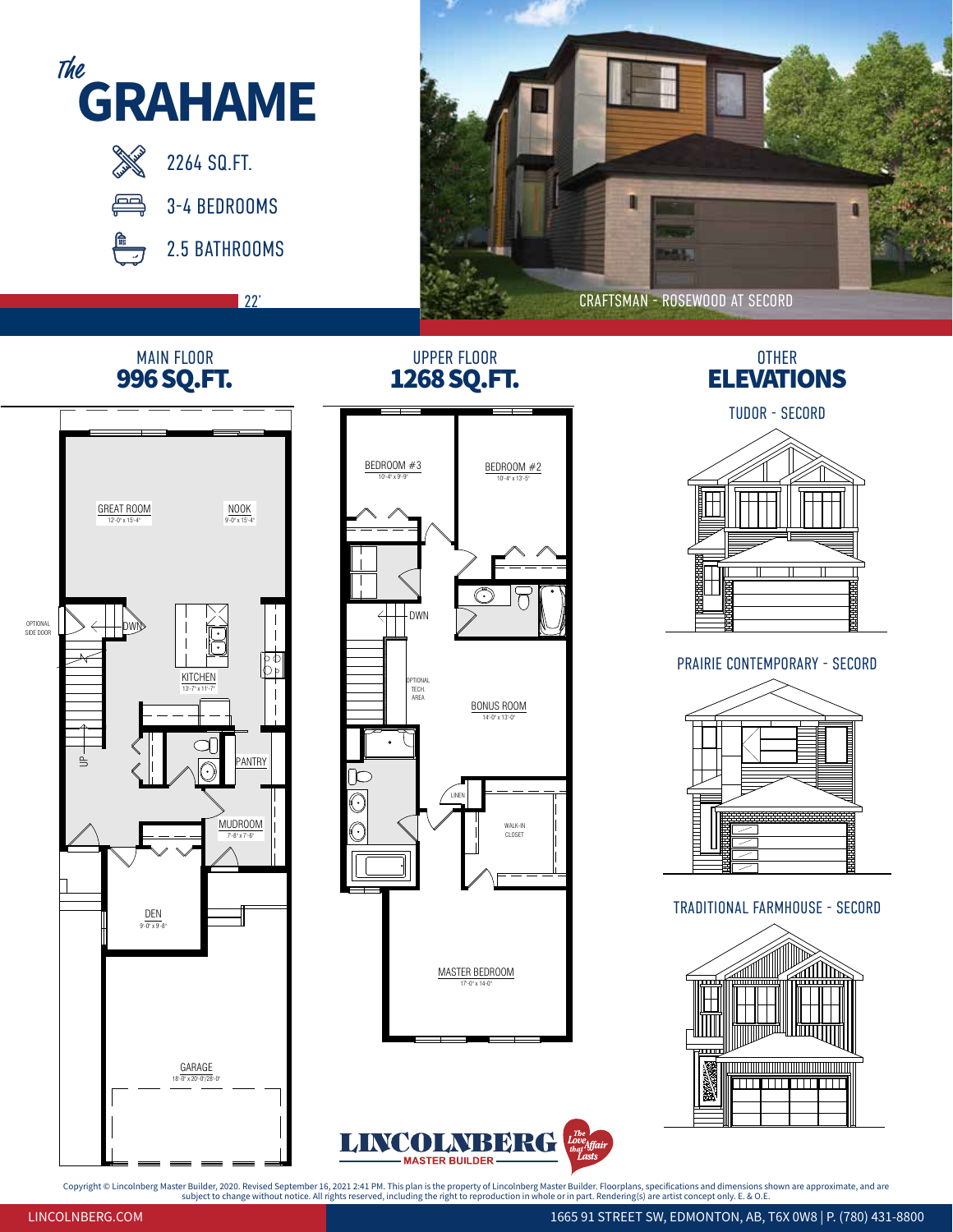# The GRAHAME

- 2264 SQ.FT.
- 3-4 BEDROOMS
- 2.5 BATHROOMS

22'

CRAFTSMAN - ROSEWOOD AT SECORD

## MAIN FLOOR
**996 SQ.FT.**

GREAT ROOM
12'-0" x 15'-4"

NOOK
9'-0" x 15'-4"

OPTIONAL SIDE DOOR

DWN

KITCHEN
13'-7" x 11'-7"

UP

PANTRY

MUDROOM
7'-8" x 7'-6"

DEN
9'-0" x 9'-8"

GARAGE
18'-0" x 20'-0"/28'-0"

## UPPER FLOOR
**1268 SQ.FT.**

BEDROOM #3
10'-4" x 9'-9"

BEDROOM #2
10'-4" x 13'-5"

DWN

OPTIONAL TECH. AREA

BONUS ROOM
14'-0" x 13'-0"

LINEN

WALK-IN CLOSET

MASTER BEDROOM
17'-0" x 14'-0"

## OTHER ELEVATIONS

TUDOR - SECORD

PRAIRIE CONTEMPORARY - SECORD

TRADITIONAL FARMHOUSE - SECORD

LINCOLNBERG MASTER BUILDER — The Love Affair that Lasts

Copyright © Lincolnberg Master Builder, 2020. Revised September 16, 2021 2:41 PM. This plan is the property of Lincolnberg Master Builder. Floorplans, specifications and dimensions shown are approximate, and are subject to change without notice. All rights reserved, including the right to reproduction in whole or in part. Rendering(s) are artist concept only. E. & O.E.

LINCOLNBERG.COM

1665 91 STREET SW, EDMONTON, AB, T6X 0W8 | P. (780) 431-8800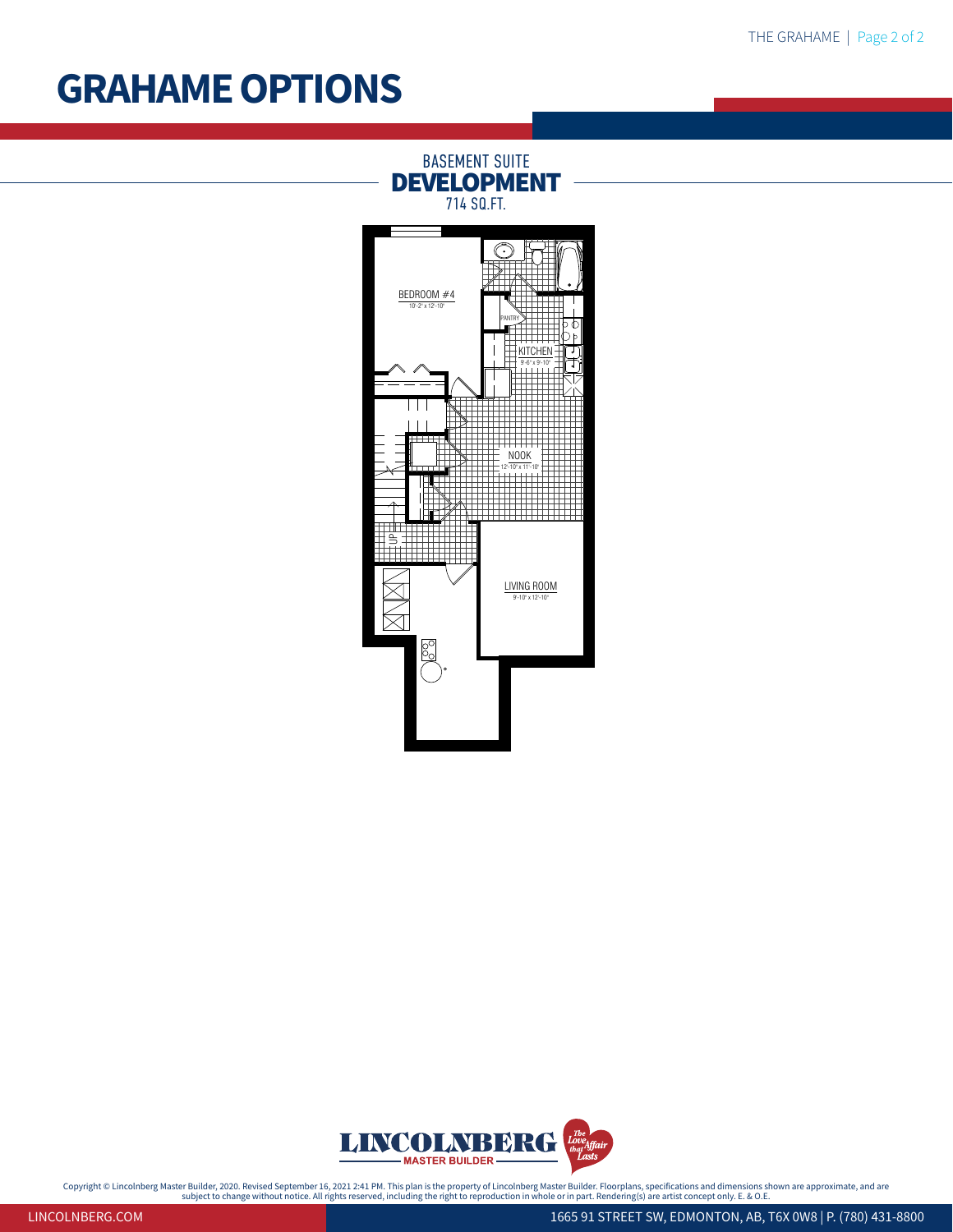# GRAHAME OPTIONS

## BASEMENT SUITE DEVELOPMENT

714 SQ.FT.

BEDROOM #4
10'-2" x 12'-10"

PANTRY

KITCHEN
9'-6" x 9'-10"

NOOK
12'-10" x 11'-10"

UP

LIVING ROOM
9'-10" x 12'-10"

LINCOLNBERG MASTER BUILDER

The Love that Affair Lasts

Copyright © Lincolnberg Master Builder, 2020. Revised September 16, 2021 2:41 PM. This plan is the property of Lincolnberg Master Builder. Floorplans, specifications and dimensions shown are approximate, and are subject to change without notice. All rights reserved, including the right to reproduction in whole or in part. Rendering(s) are artist concept only. E. & O.E.

LINCOLNBERG.COM

1665 91 STREET SW, EDMONTON, AB, T6X 0W8 | P. (780) 431-8800